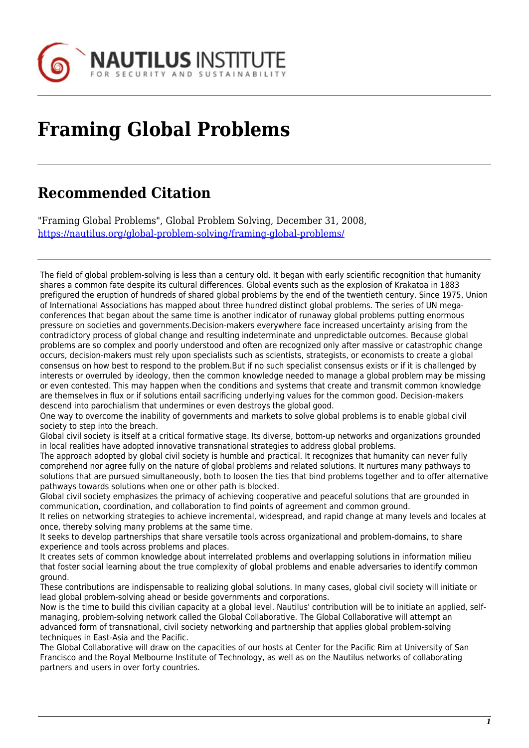NAUTILUS INSTITUTE
FOR SECURITY AND SUSTAINABILITY

# Framing Global Problems

## Recommended Citation

"Framing Global Problems", Global Problem Solving, December 31, 2008, https://nautilus.org/global-problem-solving/framing-global-problems/

The field of global problem-solving is less than a century old. It began with early scientific recognition that humanity shares a common fate despite its cultural differences. Global events such as the explosion of Krakatoa in 1883 prefigured the eruption of hundreds of shared global problems by the end of the twentieth century. Since 1975, Union of International Associations has mapped about three hundred distinct global problems. The series of UN mega-conferences that began about the same time is another indicator of runaway global problems putting enormous pressure on societies and governments.Decision-makers everywhere face increased uncertainty arising from the contradictory process of global change and resulting indeterminate and unpredictable outcomes. Because global problems are so complex and poorly understood and often are recognized only after massive or catastrophic change occurs, decision-makers must rely upon specialists such as scientists, strategists, or economists to create a global consensus on how best to respond to the problem.But if no such specialist consensus exists or if it is challenged by interests or overruled by ideology, then the common knowledge needed to manage a global problem may be missing or even contested. This may happen when the conditions and systems that create and transmit common knowledge are themselves in flux or if solutions entail sacrificing underlying values for the common good. Decision-makers descend into parochialism that undermines or even destroys the global good.

One way to overcome the inability of governments and markets to solve global problems is to enable global civil society to step into the breach.

Global civil society is itself at a critical formative stage. Its diverse, bottom-up networks and organizations grounded in local realities have adopted innovative transnational strategies to address global problems.

The approach adopted by global civil society is humble and practical. It recognizes that humanity can never fully comprehend nor agree fully on the nature of global problems and related solutions. It nurtures many pathways to solutions that are pursued simultaneously, both to loosen the ties that bind problems together and to offer alternative pathways towards solutions when one or other path is blocked.

Global civil society emphasizes the primacy of achieving cooperative and peaceful solutions that are grounded in communication, coordination, and collaboration to find points of agreement and common ground.

It relies on networking strategies to achieve incremental, widespread, and rapid change at many levels and locales at once, thereby solving many problems at the same time.

It seeks to develop partnerships that share versatile tools across organizational and problem-domains, to share experience and tools across problems and places.

It creates sets of common knowledge about interrelated problems and overlapping solutions in information milieu that foster social learning about the true complexity of global problems and enable adversaries to identify common ground.

These contributions are indispensable to realizing global solutions. In many cases, global civil society will initiate or lead global problem-solving ahead or beside governments and corporations.

Now is the time to build this civilian capacity at a global level. Nautilus' contribution will be to initiate an applied, self-managing, problem-solving network called the Global Collaborative. The Global Collaborative will attempt an advanced form of transnational, civil society networking and partnership that applies global problem-solving techniques in East-Asia and the Pacific.

The Global Collaborative will draw on the capacities of our hosts at Center for the Pacific Rim at University of San Francisco and the Royal Melbourne Institute of Technology, as well as on the Nautilus networks of collaborating partners and users in over forty countries.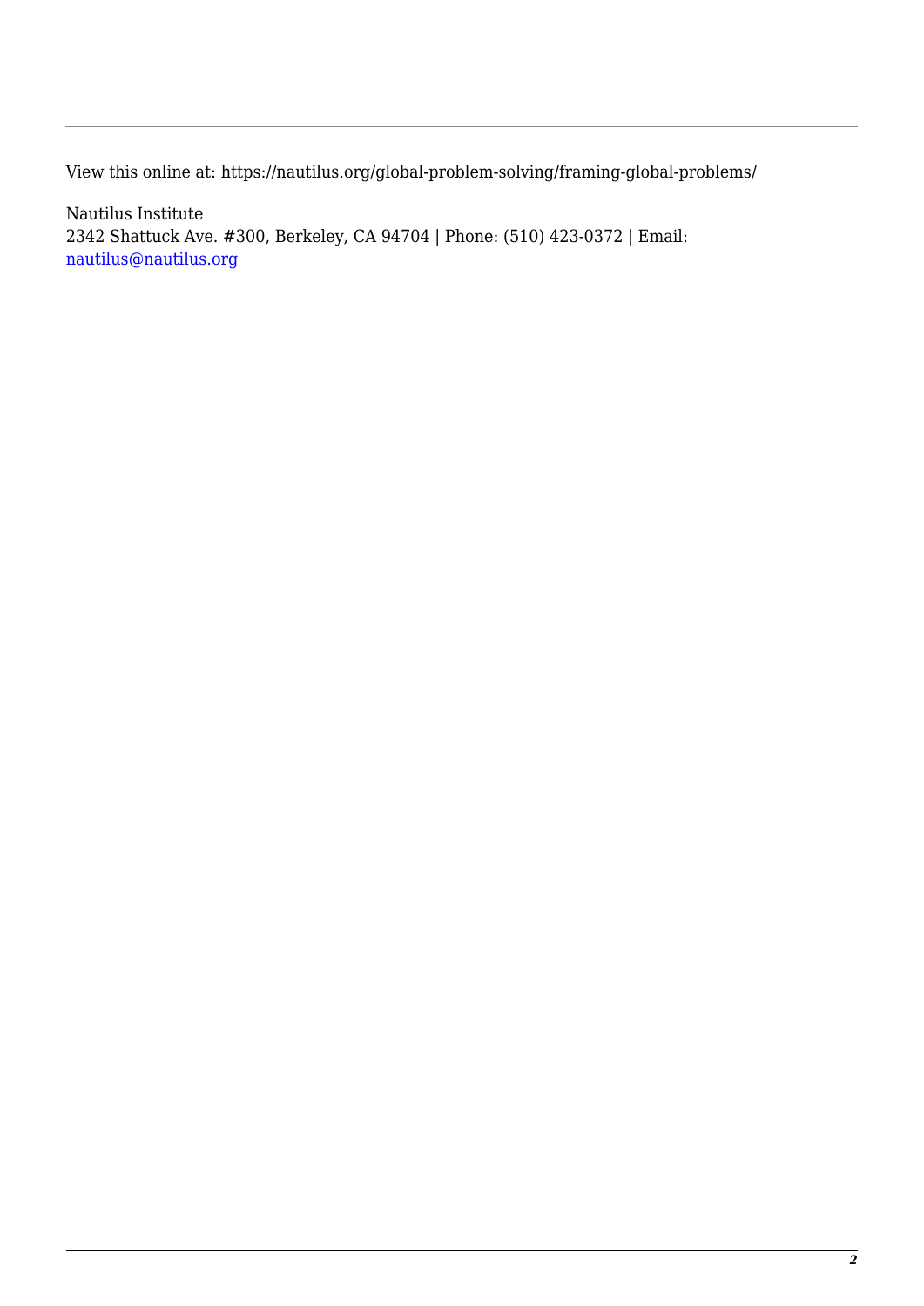View this online at: https://nautilus.org/global-problem-solving/framing-global-problems/

Nautilus Institute
2342 Shattuck Ave. #300, Berkeley, CA 94704 | Phone: (510) 423-0372 | Email: nautilus@nautilus.org